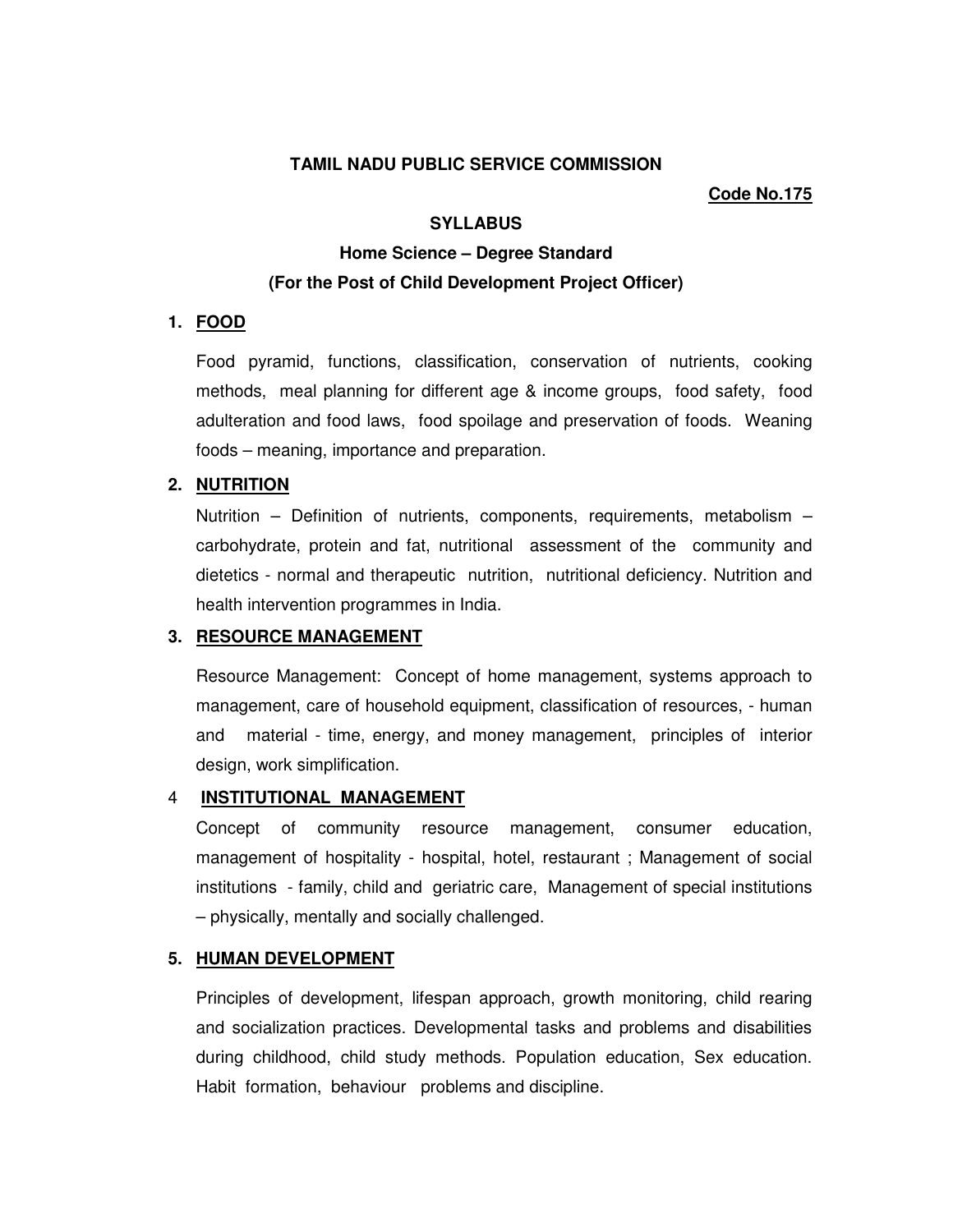**TAMIL NADU PUBLIC SERVICE COMMISSION**

**Code No.175**

**SYLLABUS**

**Home Science – Degree Standard**

**(For the Post of Child Development Project Officer)**

## 1. FOOD

Food pyramid, functions, classification, conservation of nutrients, cooking methods, meal planning for different age & income groups, food safety, food adulteration and food laws, food spoilage and preservation of foods. Weaning foods – meaning, importance and preparation.

## 2. NUTRITION

Nutrition – Definition of nutrients, components, requirements, metabolism – carbohydrate, protein and fat, nutritional assessment of the community and dietetics - normal and therapeutic nutrition, nutritional deficiency. Nutrition and health intervention programmes in India.

## 3. RESOURCE MANAGEMENT

Resource Management: Concept of home management, systems approach to management, care of household equipment, classification of resources, - human and material - time, energy, and money management, principles of interior design, work simplification.

## 4 INSTITUTIONAL MANAGEMENT

Concept of community resource management, consumer education, management of hospitality - hospital, hotel, restaurant ; Management of social institutions - family, child and geriatric care, Management of special institutions – physically, mentally and socially challenged.

## 5. HUMAN DEVELOPMENT

Principles of development, lifespan approach, growth monitoring, child rearing and socialization practices. Developmental tasks and problems and disabilities during childhood, child study methods. Population education, Sex education. Habit formation, behaviour problems and discipline.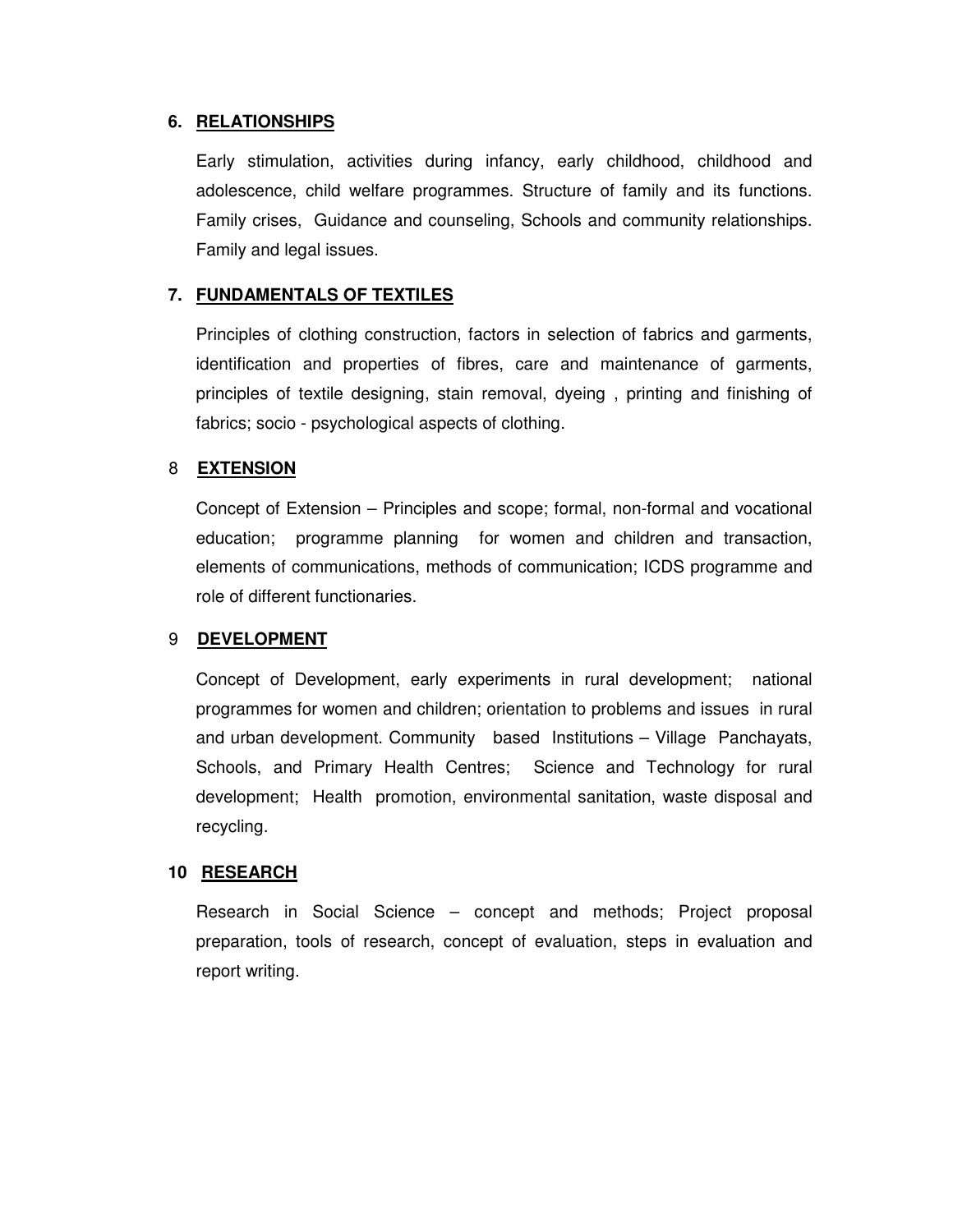### 6. RELATIONSHIPS

Early stimulation, activities during infancy, early childhood, childhood and adolescence, child welfare programmes. Structure of family and its functions. Family crises, Guidance and counseling, Schools and community relationships. Family and legal issues.

### 7. FUNDAMENTALS OF TEXTILES

Principles of clothing construction, factors in selection of fabrics and garments, identification and properties of fibres, care and maintenance of garments, principles of textile designing, stain removal, dyeing , printing and finishing of fabrics; socio - psychological aspects of clothing.

### 8 EXTENSION

Concept of Extension – Principles and scope; formal, non-formal and vocational education; programme planning for women and children and transaction, elements of communications, methods of communication; ICDS programme and role of different functionaries.

### 9 DEVELOPMENT

Concept of Development, early experiments in rural development; national programmes for women and children; orientation to problems and issues in rural and urban development. Community based Institutions – Village Panchayats, Schools, and Primary Health Centres; Science and Technology for rural development; Health promotion, environmental sanitation, waste disposal and recycling.

### 10 RESEARCH

Research in Social Science – concept and methods; Project proposal preparation, tools of research, concept of evaluation, steps in evaluation and report writing.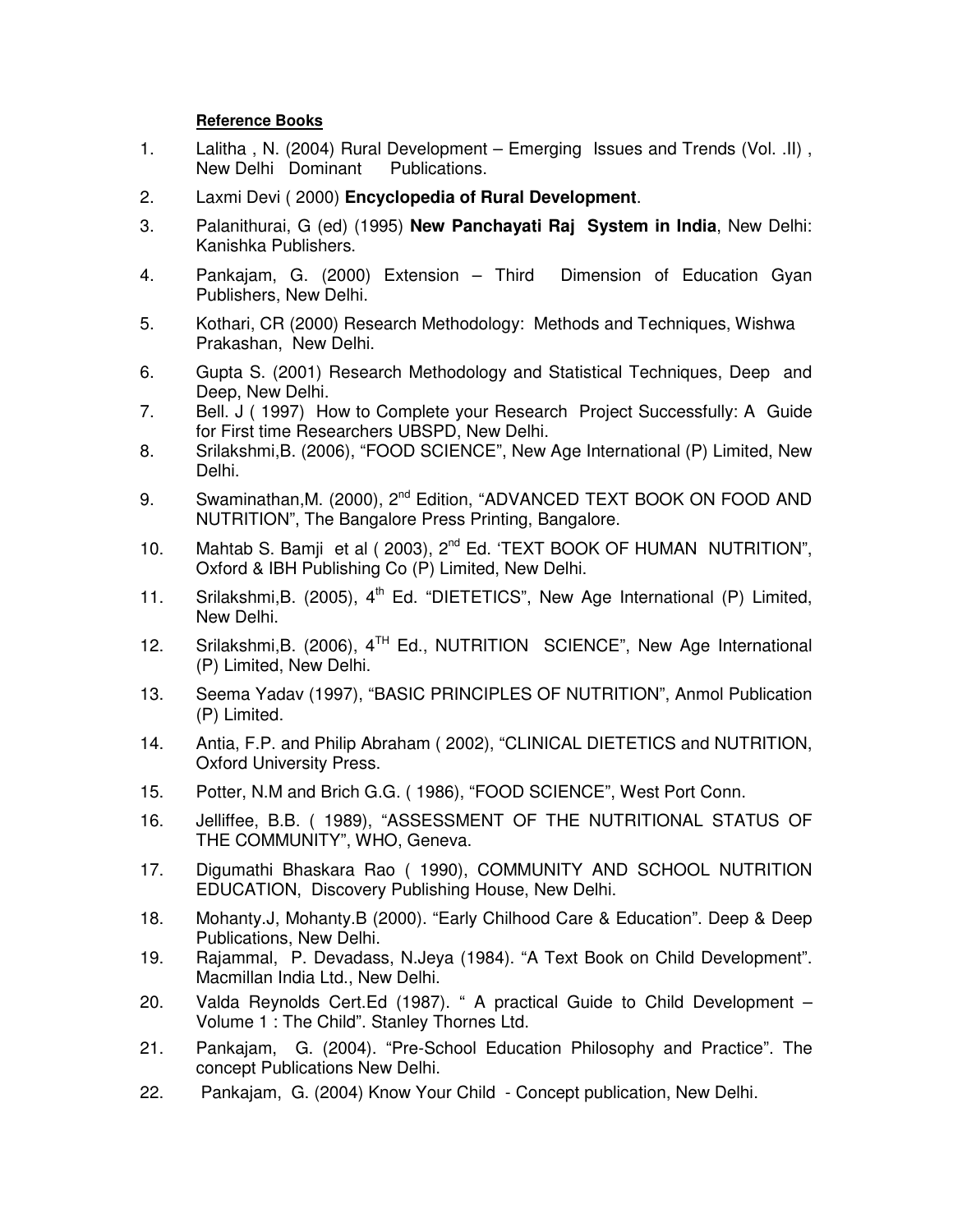**Reference Books**

1. Lalitha , N. (2004) Rural Development – Emerging Issues and Trends (Vol. .II) , New Delhi Dominant Publications.
2. Laxmi Devi ( 2000) **Encyclopedia of Rural Development**.
3. Palanithurai, G (ed) (1995) **New Panchayati Raj System in India**, New Delhi: Kanishka Publishers.
4. Pankajam, G. (2000) Extension – Third Dimension of Education Gyan Publishers, New Delhi.
5. Kothari, CR (2000) Research Methodology: Methods and Techniques, Wishwa Prakashan, New Delhi.
6. Gupta S. (2001) Research Methodology and Statistical Techniques, Deep and Deep, New Delhi.
7. Bell. J ( 1997) How to Complete your Research Project Successfully: A Guide for First time Researchers UBSPD, New Delhi.
8. Srilakshmi,B. (2006), "FOOD SCIENCE", New Age International (P) Limited, New Delhi.
9. Swaminathan,M. (2000), 2nd Edition, "ADVANCED TEXT BOOK ON FOOD AND NUTRITION", The Bangalore Press Printing, Bangalore.
10. Mahtab S. Bamji et al ( 2003), 2nd Ed. 'TEXT BOOK OF HUMAN NUTRITION", Oxford & IBH Publishing Co (P) Limited, New Delhi.
11. Srilakshmi,B. (2005), 4th Ed. "DIETETICS", New Age International (P) Limited, New Delhi.
12. Srilakshmi,B. (2006), 4TH Ed., NUTRITION SCIENCE", New Age International (P) Limited, New Delhi.
13. Seema Yadav (1997), "BASIC PRINCIPLES OF NUTRITION", Anmol Publication (P) Limited.
14. Antia, F.P. and Philip Abraham ( 2002), "CLINICAL DIETETICS and NUTRITION, Oxford University Press.
15. Potter, N.M and Brich G.G. ( 1986), "FOOD SCIENCE", West Port Conn.
16. Jelliffee, B.B. ( 1989), "ASSESSMENT OF THE NUTRITIONAL STATUS OF THE COMMUNITY", WHO, Geneva.
17. Digumathi Bhaskara Rao ( 1990), COMMUNITY AND SCHOOL NUTRITION EDUCATION, Discovery Publishing House, New Delhi.
18. Mohanty.J, Mohanty.B (2000). "Early Chilhood Care & Education". Deep & Deep Publications, New Delhi.
19. Rajammal, P. Devadass, N.Jeya (1984). "A Text Book on Child Development". Macmillan India Ltd., New Delhi.
20. Valda Reynolds Cert.Ed (1987). " A practical Guide to Child Development – Volume 1 : The Child". Stanley Thornes Ltd.
21. Pankajam, G. (2004). "Pre-School Education Philosophy and Practice". The concept Publications New Delhi.
22. Pankajam, G. (2004) Know Your Child - Concept publication, New Delhi.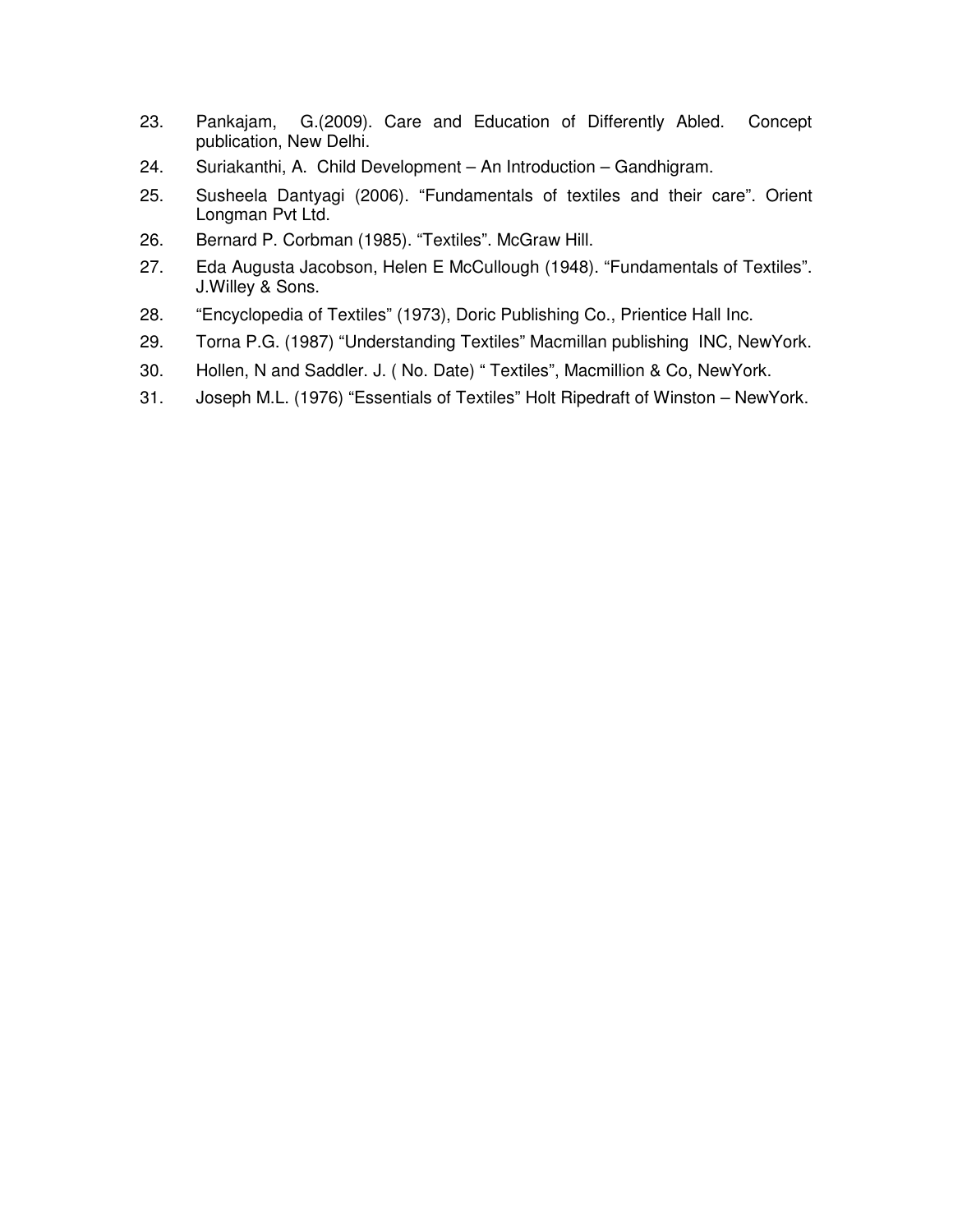23. Pankajam, G.(2009). Care and Education of Differently Abled. Concept publication, New Delhi.
24. Suriakanthi, A. Child Development – An Introduction – Gandhigram.
25. Susheela Dantyagi (2006). "Fundamentals of textiles and their care". Orient Longman Pvt Ltd.
26. Bernard P. Corbman (1985). "Textiles". McGraw Hill.
27. Eda Augusta Jacobson, Helen E McCullough (1948). "Fundamentals of Textiles". J.Willey & Sons.
28. "Encyclopedia of Textiles" (1973), Doric Publishing Co., Prientice Hall Inc.
29. Torna P.G. (1987) "Understanding Textiles" Macmillan publishing INC, NewYork.
30. Hollen, N and Saddler. J. ( No. Date) " Textiles", Macmillion & Co, NewYork.
31. Joseph M.L. (1976) "Essentials of Textiles" Holt Ripedraft of Winston – NewYork.